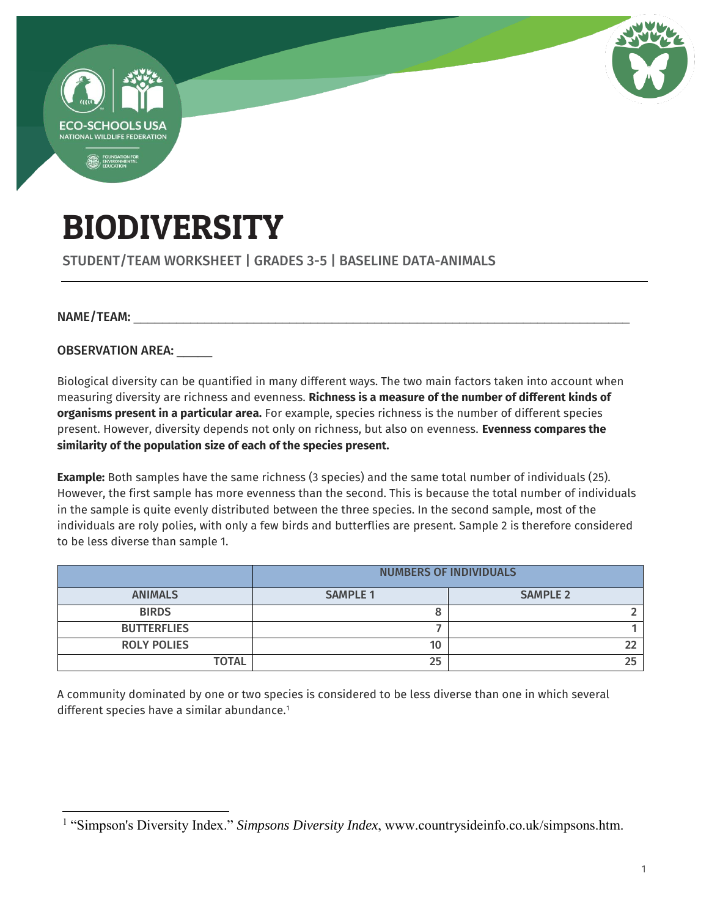# BIODIVERSITY

STUDENT/TEAM WORKSHEET | GRADES 3-5 | BASELINE DATA-ANIMALS

---

**NAME/TEAM:** ____________________________________________________________________________

**OBSERVATION AREA:** _____

Biological diversity can be quantified in many different ways. The two main factors taken into account when measuring diversity are richness and evenness. **Richness is a measure of the number of different kinds of organisms present in a particular area.** For example, species richness is the number of different species present. However, diversity depends not only on richness, but also on evenness. **Evenness compares the similarity of the population size of each of the species present.**

**Example:** Both samples have the same richness (3 species) and the same total number of individuals (25). However, the first sample has more evenness than the second. This is because the total number of individuals in the sample is quite evenly distributed between the three species. In the second sample, most of the individuals are roly polies, with only a few birds and butterflies are present. Sample 2 is therefore considered to be less diverse than sample 1.

| | NUMBERS OF INDIVIDUALS | |
|---|---|---|
| **ANIMALS** | **SAMPLE 1** | **SAMPLE 2** |
| **BIRDS** | 8 | 2 |
| **BUTTERFLIES** | 7 | 1 |
| **ROLY POLIES** | 10 | 22 |
| **TOTAL** | 25 | 25 |

A community dominated by one or two species is considered to be less diverse than one in which several different species have a similar abundance.[1]

---

[1] "Simpson's Diversity Index." *Simpsons Diversity Index*, www.countrysideinfo.co.uk/simpsons.htm.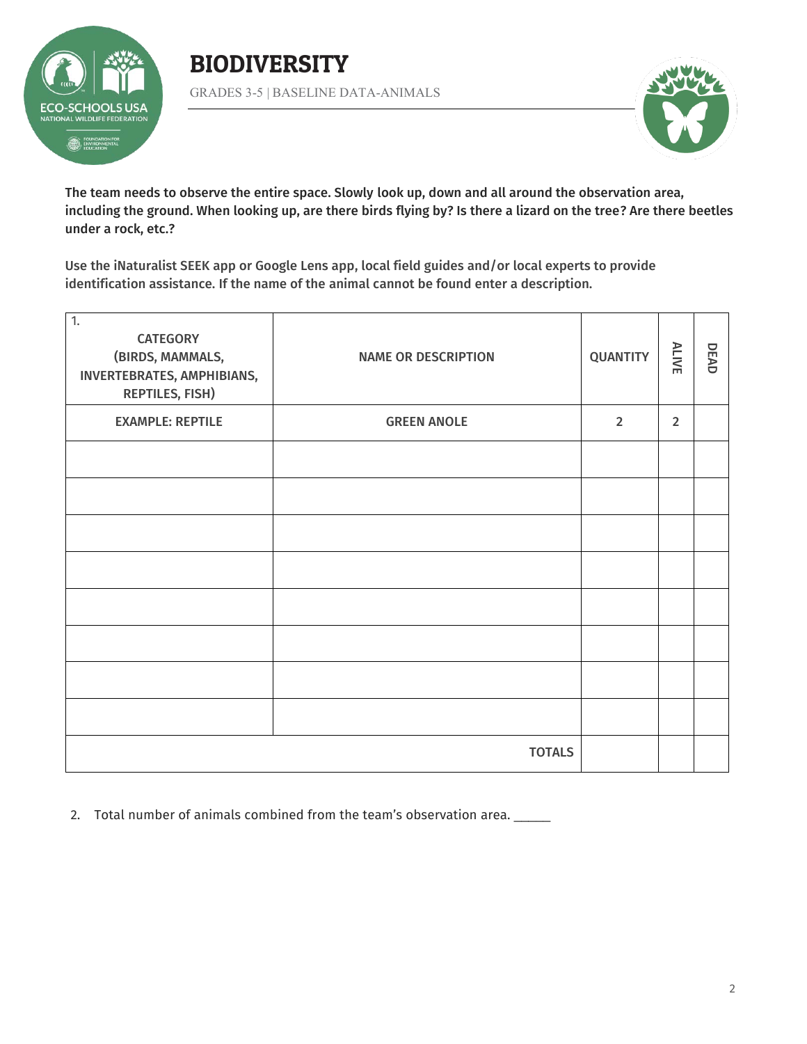# BIODIVERSITY

GRADES 3-5 | BASELINE DATA-ANIMALS

**The team needs to observe the entire space. Slowly look up, down and all around the observation area, including the ground. When looking up, are there birds flying by? Is there a lizard on the tree? Are there beetles under a rock, etc.?**

**Use the iNaturalist SEEK app or Google Lens app, local field guides and/or local experts to provide identification assistance. If the name of the animal cannot be found enter a description.**

| 1. CATEGORY (BIRDS, MAMMALS, INVERTEBRATES, AMPHIBIANS, REPTILES, FISH) | NAME OR DESCRIPTION | QUANTITY | ALIVE | DEAD |
|---|---|---|---|---|
| EXAMPLE: REPTILE | GREEN ANOLE | 2 | 2 | |
| | | | | |
| | | | | |
| | | | | |
| | | | | |
| | | | | |
| | | | | |
| | | | | |
| | | | | |
| | TOTALS | | | |

2. Total number of animals combined from the team's observation area. _____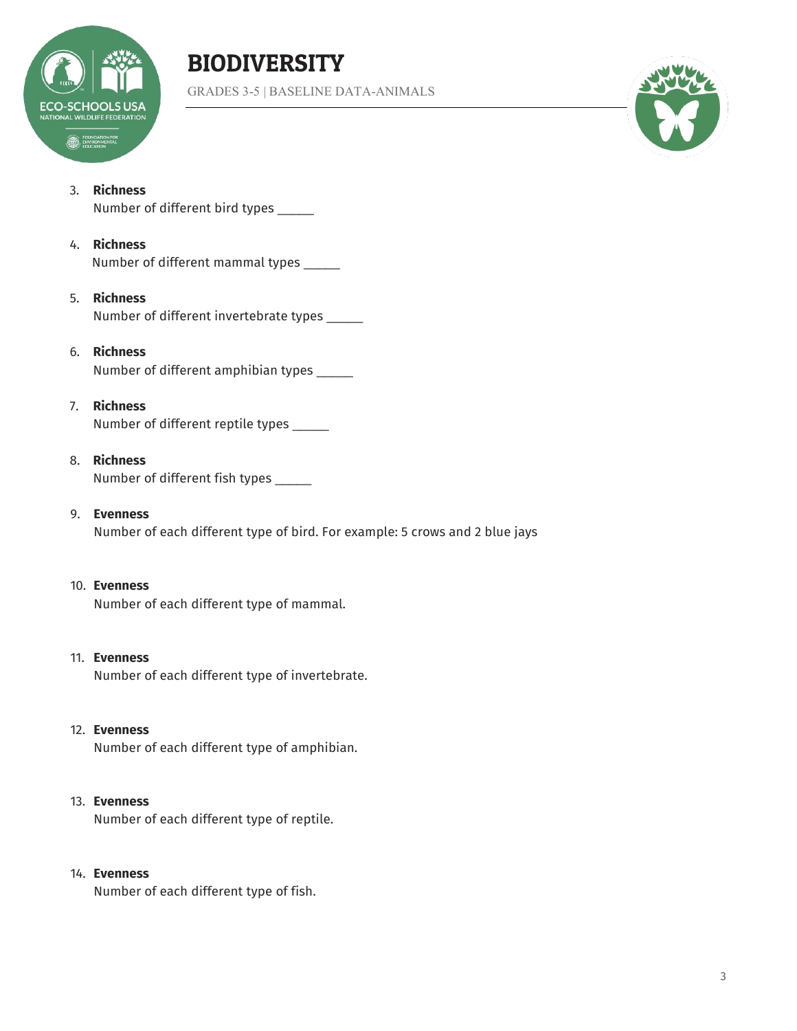3. **Richness**
   Number of different bird types _____

4. **Richness**
   Number of different mammal types _____

5. **Richness**
   Number of different invertebrate types _____

6. **Richness**
   Number of different amphibian types _____

7. **Richness**
   Number of different reptile types _____

8. **Richness**
   Number of different fish types _____

9. **Evenness**
   Number of each different type of bird. For example: 5 crows and 2 blue jays

10. **Evenness**
    Number of each different type of mammal.

11. **Evenness**
    Number of each different type of invertebrate.

12. **Evenness**
    Number of each different type of amphibian.

13. **Evenness**
    Number of each different type of reptile.

14. **Evenness**
    Number of each different type of fish.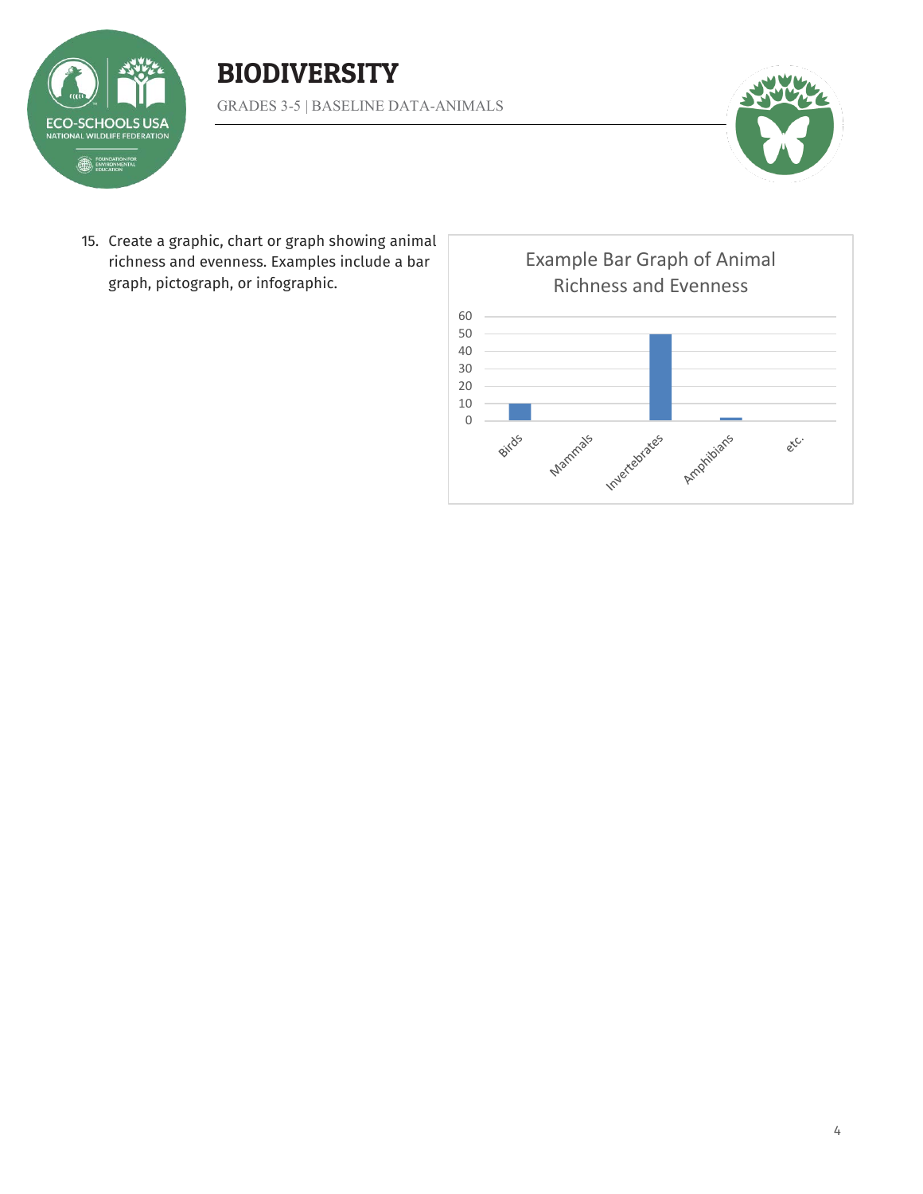# BIODIVERSITY

GRADES 3-5 | BASELINE DATA-ANIMALS

15. Create a graphic, chart or graph showing animal richness and evenness. Examples include a bar graph, pictograph, or infographic.

Example Bar Graph of Animal Richness and Evenness

60
50
40
30
20
10
0

Birds
Mammals
Invertebrates
Amphibians
etc.